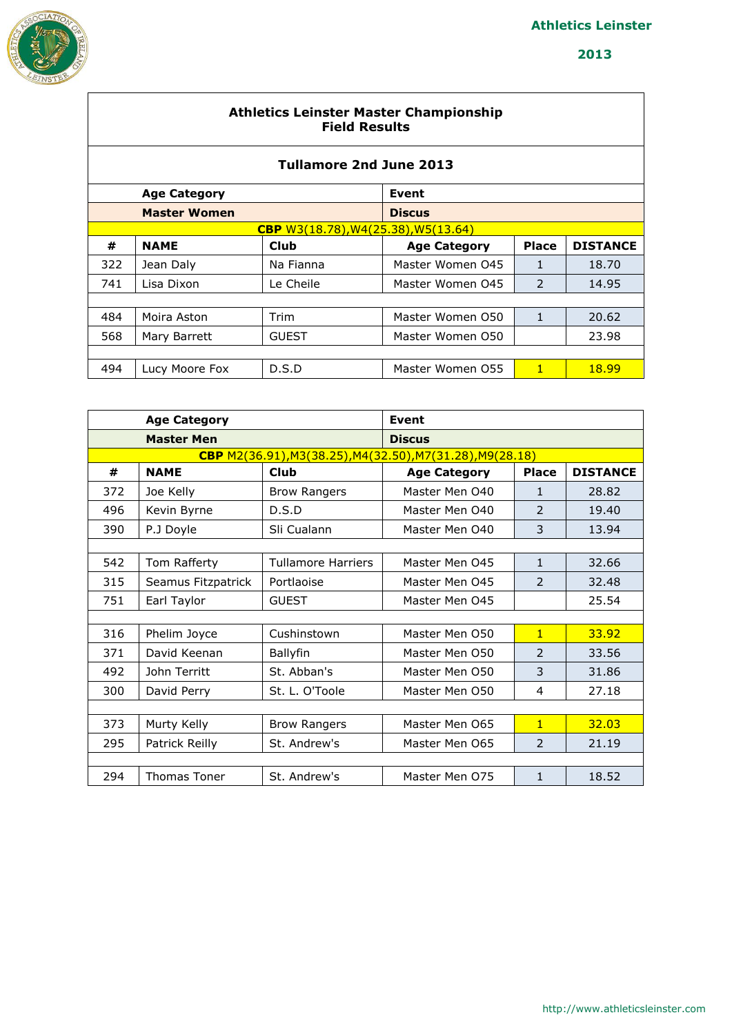Athletics Leinster

2013

# Athletics Leinster Master Championship
## Field Results

### Tullamore 2nd June 2013

| | Age Category | | Event | | |
|---|---|---|---|---|---|
| | **Master Women** | | **Discus** | | |
| **CBP** W3(18.78),W4(25.38),W5(13.64) | | | | | |
| **#** | **NAME** | **Club** | **Age Category** | **Place** | **DISTANCE** |
| 322 | Jean Daly | Na Fianna | Master Women O45 | 1 | 18.70 |
| 741 | Lisa Dixon | Le Cheile | Master Women O45 | 2 | 14.95 |
| | | | | | |
| 484 | Moira Aston | Trim | Master Women O50 | 1 | 20.62 |
| 568 | Mary Barrett | GUEST | Master Women O50 | | 23.98 |
| | | | | | |
| 494 | Lucy Moore Fox | D.S.D | Master Women O55 | 1 | 18.99 |

| | Age Category | | Event | | |
|---|---|---|---|---|---|
| | **Master Men** | | **Discus** | | |
| **CBP** M2(36.91),M3(38.25),M4(32.50),M7(31.28),M9(28.18) | | | | | |
| **#** | **NAME** | **Club** | **Age Category** | **Place** | **DISTANCE** |
| 372 | Joe Kelly | Brow Rangers | Master Men O40 | 1 | 28.82 |
| 496 | Kevin Byrne | D.S.D | Master Men O40 | 2 | 19.40 |
| 390 | P.J Doyle | Sli Cualann | Master Men O40 | 3 | 13.94 |
| | | | | | |
| 542 | Tom Rafferty | Tullamore Harriers | Master Men O45 | 1 | 32.66 |
| 315 | Seamus Fitzpatrick | Portlaoise | Master Men O45 | 2 | 32.48 |
| 751 | Earl Taylor | GUEST | Master Men O45 | | 25.54 |
| | | | | | |
| 316 | Phelim Joyce | Cushinstown | Master Men O50 | 1 | 33.92 |
| 371 | David Keenan | Ballyfin | Master Men O50 | 2 | 33.56 |
| 492 | John Territt | St. Abban's | Master Men O50 | 3 | 31.86 |
| 300 | David Perry | St. L. O'Toole | Master Men O50 | 4 | 27.18 |
| | | | | | |
| 373 | Murty Kelly | Brow Rangers | Master Men O65 | 1 | 32.03 |
| 295 | Patrick Reilly | St. Andrew's | Master Men O65 | 2 | 21.19 |
| | | | | | |
| 294 | Thomas Toner | St. Andrew's | Master Men O75 | 1 | 18.52 |

http://www.athleticsleinster.com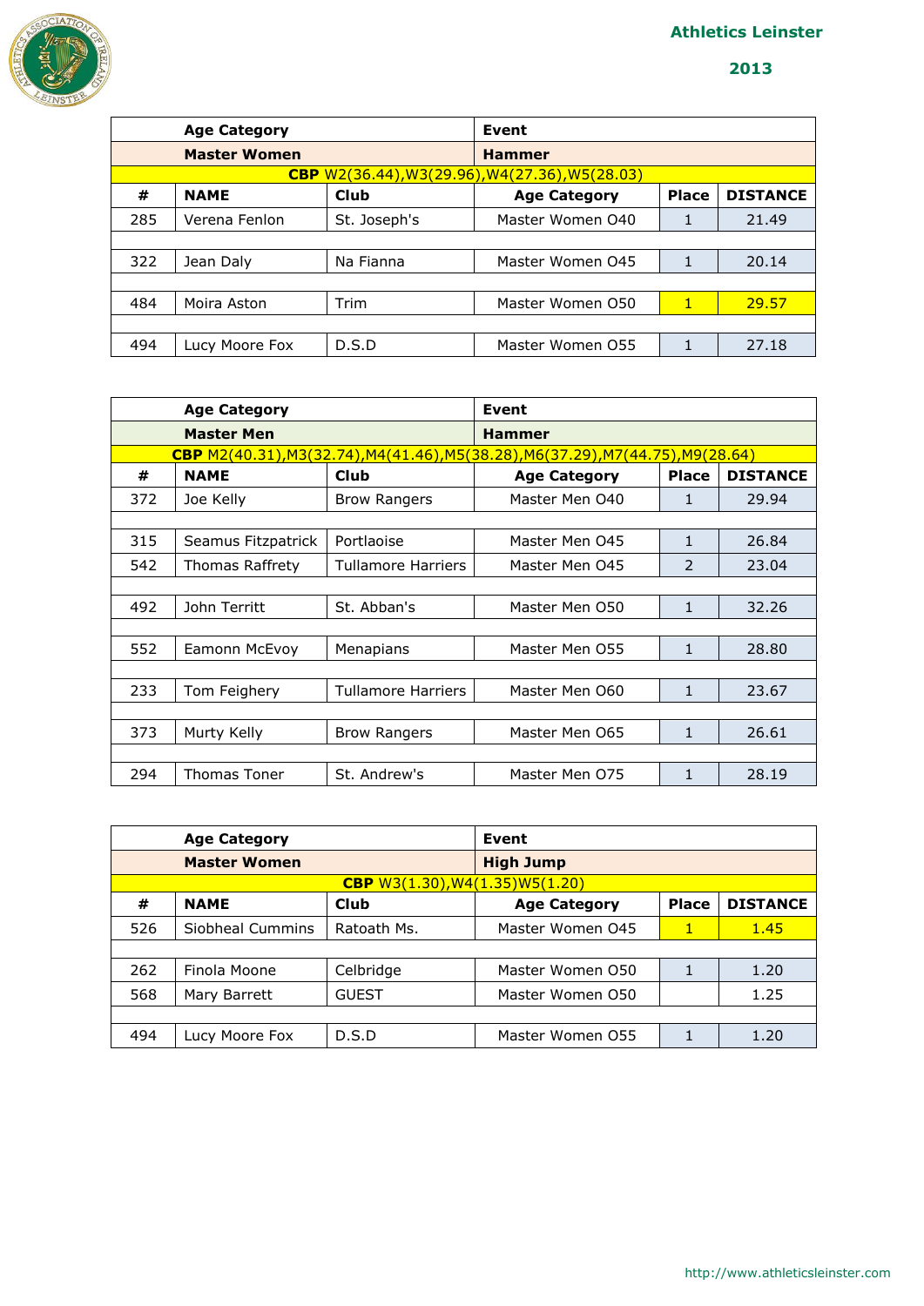**Athletics Leinster**

**2013**

| | **Age Category** | | **Event** | | |
|---|---|---|---|---|---|
| | **Master Women** | | **Hammer** | | |
| **CBP** W2(36.44),W3(29.96),W4(27.36),W5(28.03) | | | | | |
| **#** | **NAME** | **Club** | **Age Category** | **Place** | **DISTANCE** |
| 285 | Verena Fenlon | St. Joseph's | Master Women O40 | 1 | 21.49 |
| | | | | | |
| 322 | Jean Daly | Na Fianna | Master Women O45 | 1 | 20.14 |
| | | | | | |
| 484 | Moira Aston | Trim | Master Women O50 | 1 | 29.57 |
| | | | | | |
| 494 | Lucy Moore Fox | D.S.D | Master Women O55 | 1 | 27.18 |

| | **Age Category** | | **Event** | | |
|---|---|---|---|---|---|
| | **Master Men** | | **Hammer** | | |
| **CBP** M2(40.31),M3(32.74),M4(41.46),M5(38.28),M6(37.29),M7(44.75),M9(28.64) | | | | | |
| **#** | **NAME** | **Club** | **Age Category** | **Place** | **DISTANCE** |
| 372 | Joe Kelly | Brow Rangers | Master Men O40 | 1 | 29.94 |
| | | | | | |
| 315 | Seamus Fitzpatrick | Portlaoise | Master Men O45 | 1 | 26.84 |
| 542 | Thomas Raffrety | Tullamore Harriers | Master Men O45 | 2 | 23.04 |
| | | | | | |
| 492 | John Territt | St. Abban's | Master Men O50 | 1 | 32.26 |
| | | | | | |
| 552 | Eamonn McEvoy | Menapians | Master Men O55 | 1 | 28.80 |
| | | | | | |
| 233 | Tom Feighery | Tullamore Harriers | Master Men O60 | 1 | 23.67 |
| | | | | | |
| 373 | Murty Kelly | Brow Rangers | Master Men O65 | 1 | 26.61 |
| | | | | | |
| 294 | Thomas Toner | St. Andrew's | Master Men O75 | 1 | 28.19 |

| | **Age Category** | | **Event** | | |
|---|---|---|---|---|---|
| | **Master Women** | | **High Jump** | | |
| **CBP** W3(1.30),W4(1.35)W5(1.20) | | | | | |
| **#** | **NAME** | **Club** | **Age Category** | **Place** | **DISTANCE** |
| 526 | Siobheal Cummins | Ratoath Ms. | Master Women O45 | 1 | 1.45 |
| | | | | | |
| 262 | Finola Moone | Celbridge | Master Women O50 | 1 | 1.20 |
| 568 | Mary Barrett | GUEST | Master Women O50 | | 1.25 |
| | | | | | |
| 494 | Lucy Moore Fox | D.S.D | Master Women O55 | 1 | 1.20 |

http://www.athleticsleinster.com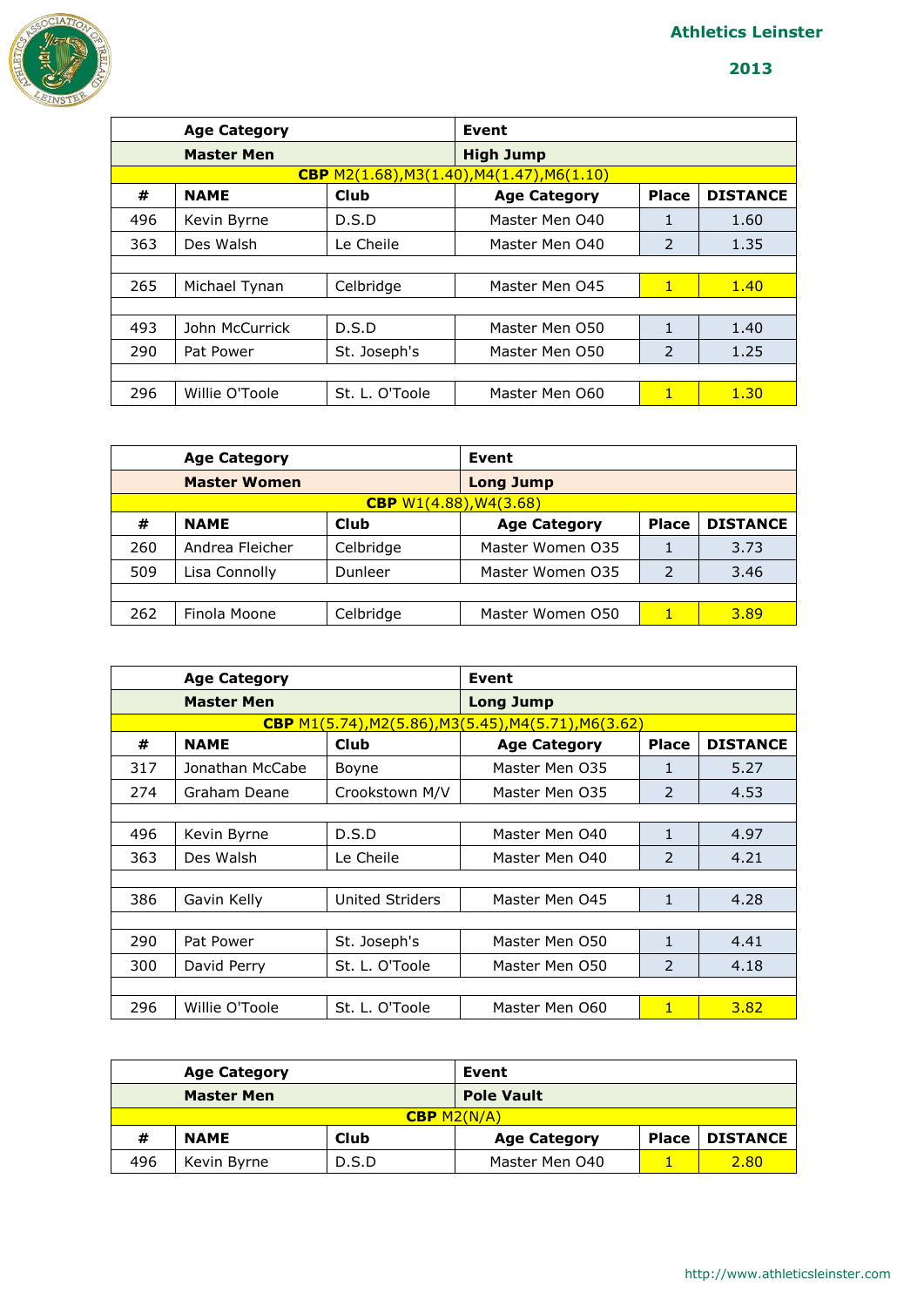| | Age Category | | Event | | |
|---|---|---|---|---|---|
| | **Master Men** | | **High Jump** | | |
| **CBP** M2(1.68),M3(1.40),M4(1.47),M6(1.10) | | | | | |
| **#** | **NAME** | **Club** | **Age Category** | **Place** | **DISTANCE** |
| 496 | Kevin Byrne | D.S.D | Master Men O40 | 1 | 1.60 |
| 363 | Des Walsh | Le Cheile | Master Men O40 | 2 | 1.35 |
| | | | | | |
| 265 | Michael Tynan | Celbridge | Master Men O45 | 1 | 1.40 |
| | | | | | |
| 493 | John McCurrick | D.S.D | Master Men O50 | 1 | 1.40 |
| 290 | Pat Power | St. Joseph's | Master Men O50 | 2 | 1.25 |
| | | | | | |
| 296 | Willie O'Toole | St. L. O'Toole | Master Men O60 | 1 | 1.30 |

| | Age Category | | Event | | |
|---|---|---|---|---|---|
| | **Master Women** | | **Long Jump** | | |
| **CBP** W1(4.88),W4(3.68) | | | | | |
| **#** | **NAME** | **Club** | **Age Category** | **Place** | **DISTANCE** |
| 260 | Andrea Fleicher | Celbridge | Master Women O35 | 1 | 3.73 |
| 509 | Lisa Connolly | Dunleer | Master Women O35 | 2 | 3.46 |
| | | | | | |
| 262 | Finola Moone | Celbridge | Master Women O50 | 1 | 3.89 |

| | Age Category | | Event | | |
|---|---|---|---|---|---|
| | **Master Men** | | **Long Jump** | | |
| **CBP** M1(5.74),M2(5.86),M3(5.45),M4(5.71),M6(3.62) | | | | | |
| **#** | **NAME** | **Club** | **Age Category** | **Place** | **DISTANCE** |
| 317 | Jonathan McCabe | Boyne | Master Men O35 | 1 | 5.27 |
| 274 | Graham Deane | Crookstown M/V | Master Men O35 | 2 | 4.53 |
| | | | | | |
| 496 | Kevin Byrne | D.S.D | Master Men O40 | 1 | 4.97 |
| 363 | Des Walsh | Le Cheile | Master Men O40 | 2 | 4.21 |
| | | | | | |
| 386 | Gavin Kelly | United Striders | Master Men O45 | 1 | 4.28 |
| | | | | | |
| 290 | Pat Power | St. Joseph's | Master Men O50 | 1 | 4.41 |
| 300 | David Perry | St. L. O'Toole | Master Men O50 | 2 | 4.18 |
| | | | | | |
| 296 | Willie O'Toole | St. L. O'Toole | Master Men O60 | 1 | 3.82 |

| | Age Category | | Event | | |
|---|---|---|---|---|---|
| | **Master Men** | | **Pole Vault** | | |
| **CBP** M2(N/A) | | | | | |
| **#** | **NAME** | **Club** | **Age Category** | **Place** | **DISTANCE** |
| 496 | Kevin Byrne | D.S.D | Master Men O40 | 1 | 2.80 |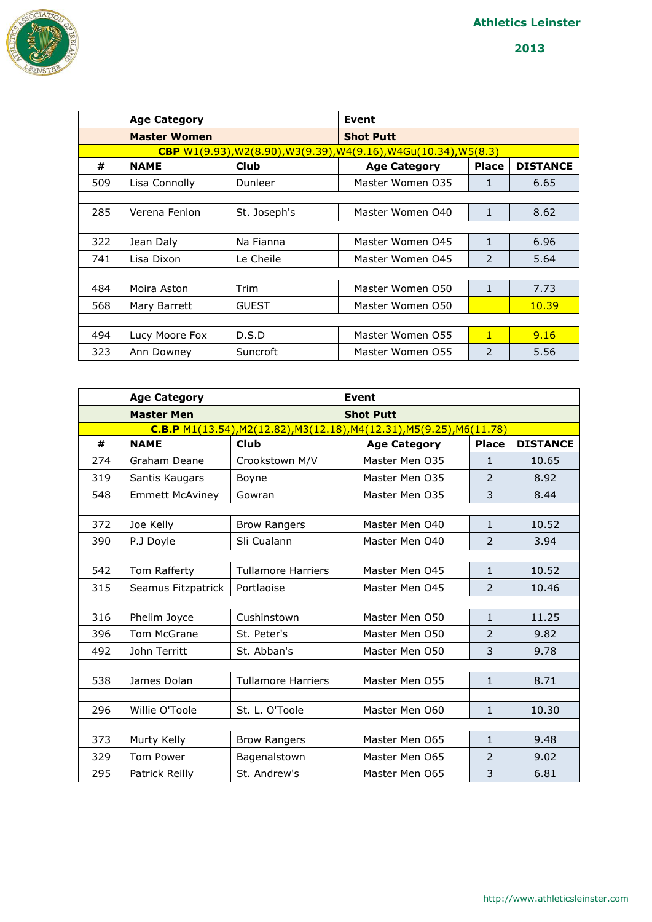**Athletics Leinster**

**2013**

| | Age Category | | Event | | |
|---|---|---|---|---|---|
| | **Master Women** | | **Shot Putt** | | |
| **CBP** W1(9.93),W2(8.90),W3(9.39),W4(9.16),W4Gu(10.34),W5(8.3) | | | | | |
| **#** | **NAME** | **Club** | **Age Category** | **Place** | **DISTANCE** |
| 509 | Lisa Connolly | Dunleer | Master Women O35 | 1 | 6.65 |
| | | | | | |
| 285 | Verena Fenlon | St. Joseph's | Master Women O40 | 1 | 8.62 |
| | | | | | |
| 322 | Jean Daly | Na Fianna | Master Women O45 | 1 | 6.96 |
| 741 | Lisa Dixon | Le Cheile | Master Women O45 | 2 | 5.64 |
| | | | | | |
| 484 | Moira Aston | Trim | Master Women O50 | 1 | 7.73 |
| 568 | Mary Barrett | GUEST | Master Women O50 | | 10.39 |
| | | | | | |
| 494 | Lucy Moore Fox | D.S.D | Master Women O55 | 1 | 9.16 |
| 323 | Ann Downey | Suncroft | Master Women O55 | 2 | 5.56 |

| | Age Category | | Event | | |
|---|---|---|---|---|---|
| | **Master Men** | | **Shot Putt** | | |
| **C.B.P** M1(13.54),M2(12.82),M3(12.18),M4(12.31),M5(9.25),M6(11.78) | | | | | |
| **#** | **NAME** | **Club** | **Age Category** | **Place** | **DISTANCE** |
| 274 | Graham Deane | Crookstown M/V | Master Men O35 | 1 | 10.65 |
| 319 | Santis Kaugars | Boyne | Master Men O35 | 2 | 8.92 |
| 548 | Emmett McAviney | Gowran | Master Men O35 | 3 | 8.44 |
| | | | | | |
| 372 | Joe Kelly | Brow Rangers | Master Men O40 | 1 | 10.52 |
| 390 | P.J Doyle | Sli Cualann | Master Men O40 | 2 | 3.94 |
| | | | | | |
| 542 | Tom Rafferty | Tullamore Harriers | Master Men O45 | 1 | 10.52 |
| 315 | Seamus Fitzpatrick | Portlaoise | Master Men O45 | 2 | 10.46 |
| | | | | | |
| 316 | Phelim Joyce | Cushinstown | Master Men O50 | 1 | 11.25 |
| 396 | Tom McGrane | St. Peter's | Master Men O50 | 2 | 9.82 |
| 492 | John Territt | St. Abban's | Master Men O50 | 3 | 9.78 |
| | | | | | |
| 538 | James Dolan | Tullamore Harriers | Master Men O55 | 1 | 8.71 |
| | | | | | |
| 296 | Willie O'Toole | St. L. O'Toole | Master Men O60 | 1 | 10.30 |
| | | | | | |
| 373 | Murty Kelly | Brow Rangers | Master Men O65 | 1 | 9.48 |
| 329 | Tom Power | Bagenalstown | Master Men O65 | 2 | 9.02 |
| 295 | Patrick Reilly | St. Andrew's | Master Men O65 | 3 | 6.81 |

http://www.athleticsleinster.com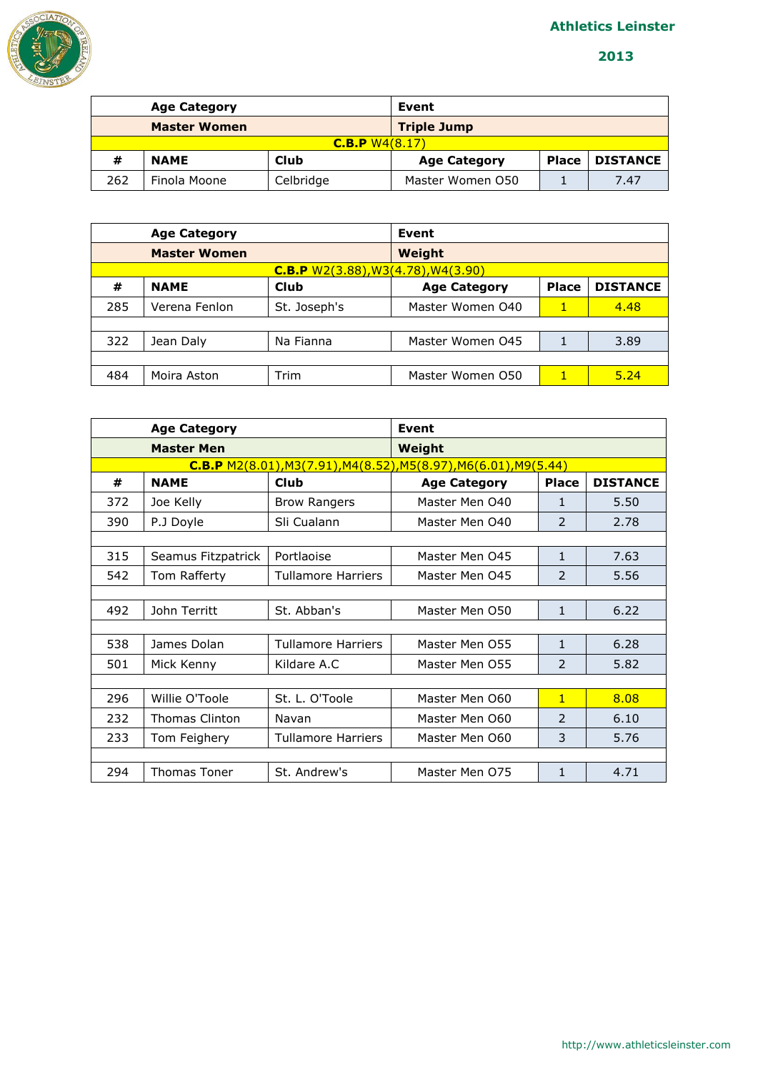# Athletics Leinster

## 2013

| | Age Category | | Event | | |
|---|---|---|---|---|---|
| | **Master Women** | | **Triple Jump** | | |
| **C.B.P** W4(8.17) | | | | | |
| **#** | **NAME** | **Club** | **Age Category** | **Place** | **DISTANCE** |
| 262 | Finola Moone | Celbridge | Master Women O50 | 1 | 7.47 |

| | Age Category | | Event | | |
|---|---|---|---|---|---|
| | **Master Women** | | **Weight** | | |
| **C.B.P** W2(3.88),W3(4.78),W4(3.90) | | | | | |
| **#** | **NAME** | **Club** | **Age Category** | **Place** | **DISTANCE** |
| 285 | Verena Fenlon | St. Joseph's | Master Women O40 | 1 | 4.48 |
| | | | | | |
| 322 | Jean Daly | Na Fianna | Master Women O45 | 1 | 3.89 |
| | | | | | |
| 484 | Moira Aston | Trim | Master Women O50 | 1 | 5.24 |

| | Age Category | | Event | | |
|---|---|---|---|---|---|
| | **Master Men** | | **Weight** | | |
| **C.B.P** M2(8.01),M3(7.91),M4(8.52),M5(8.97),M6(6.01),M9(5.44) | | | | | |
| **#** | **NAME** | **Club** | **Age Category** | **Place** | **DISTANCE** |
| 372 | Joe Kelly | Brow Rangers | Master Men O40 | 1 | 5.50 |
| 390 | P.J Doyle | Sli Cualann | Master Men O40 | 2 | 2.78 |
| | | | | | |
| 315 | Seamus Fitzpatrick | Portlaoise | Master Men O45 | 1 | 7.63 |
| 542 | Tom Rafferty | Tullamore Harriers | Master Men O45 | 2 | 5.56 |
| | | | | | |
| 492 | John Territt | St. Abban's | Master Men O50 | 1 | 6.22 |
| | | | | | |
| 538 | James Dolan | Tullamore Harriers | Master Men O55 | 1 | 6.28 |
| 501 | Mick Kenny | Kildare A.C | Master Men O55 | 2 | 5.82 |
| | | | | | |
| 296 | Willie O'Toole | St. L. O'Toole | Master Men O60 | 1 | 8.08 |
| 232 | Thomas Clinton | Navan | Master Men O60 | 2 | 6.10 |
| 233 | Tom Feighery | Tullamore Harriers | Master Men O60 | 3 | 5.76 |
| | | | | | |
| 294 | Thomas Toner | St. Andrew's | Master Men O75 | 1 | 4.71 |

http://www.athleticsleinster.com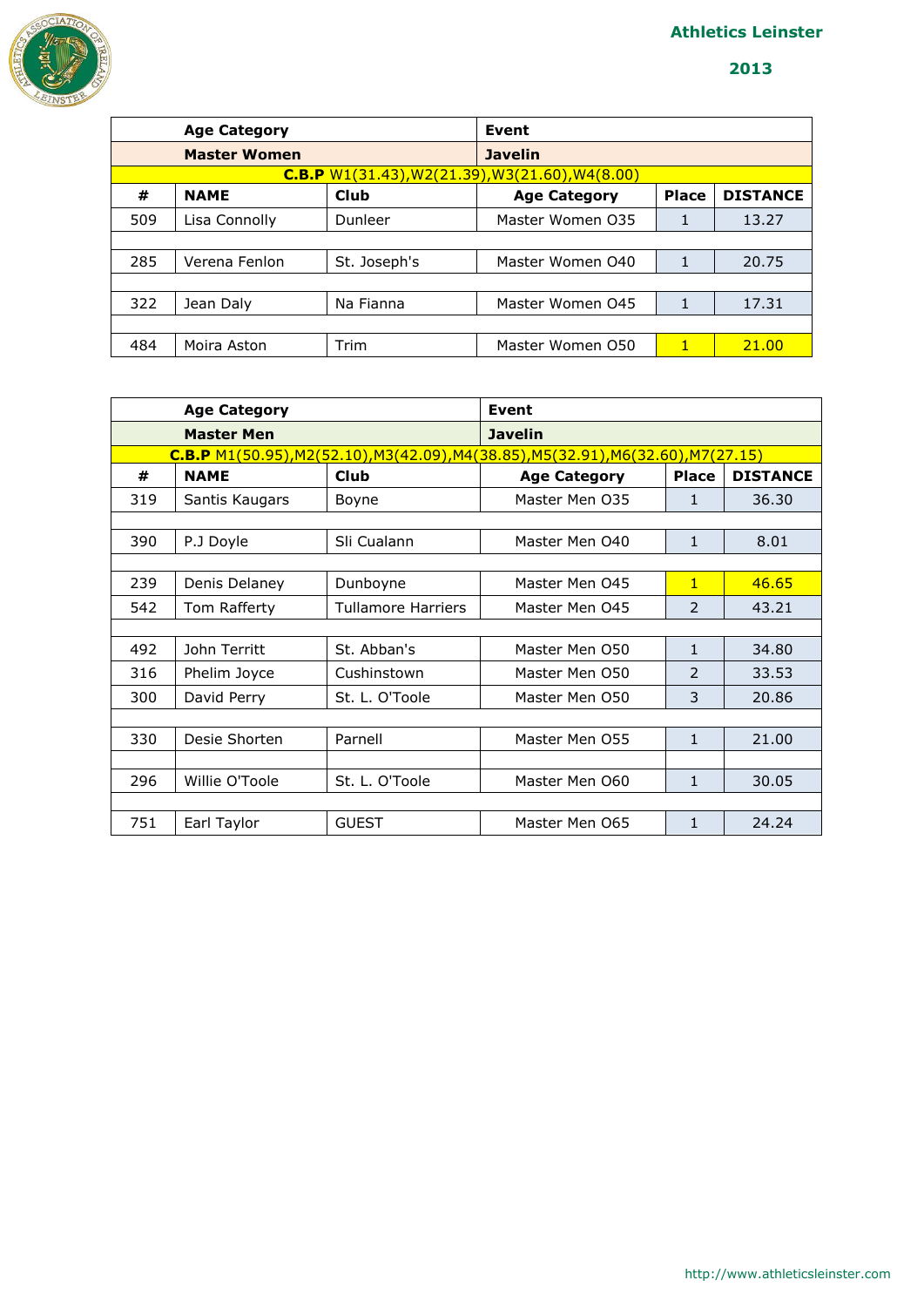## Athletics Leinster

## 2013

| | Age Category | | Event | | |
|---|---|---|---|---|---|
| | **Master Women** | | **Javelin** | | |
| **C.B.P** W1(31.43),W2(21.39),W3(21.60),W4(8.00) | | | | | |
| **#** | **NAME** | **Club** | **Age Category** | **Place** | **DISTANCE** |
| 509 | Lisa Connolly | Dunleer | Master Women O35 | 1 | 13.27 |
| | | | | | |
| 285 | Verena Fenlon | St. Joseph's | Master Women O40 | 1 | 20.75 |
| | | | | | |
| 322 | Jean Daly | Na Fianna | Master Women O45 | 1 | 17.31 |
| | | | | | |
| 484 | Moira Aston | Trim | Master Women O50 | 1 | 21.00 |

| | Age Category | | Event | | |
|---|---|---|---|---|---|
| | **Master Men** | | **Javelin** | | |
| **C.B.P** M1(50.95),M2(52.10),M3(42.09),M4(38.85),M5(32.91),M6(32.60),M7(27.15) | | | | | |
| **#** | **NAME** | **Club** | **Age Category** | **Place** | **DISTANCE** |
| 319 | Santis Kaugars | Boyne | Master Men O35 | 1 | 36.30 |
| | | | | | |
| 390 | P.J Doyle | Sli Cualann | Master Men O40 | 1 | 8.01 |
| | | | | | |
| 239 | Denis Delaney | Dunboyne | Master Men O45 | 1 | 46.65 |
| 542 | Tom Rafferty | Tullamore Harriers | Master Men O45 | 2 | 43.21 |
| | | | | | |
| 492 | John Territt | St. Abban's | Master Men O50 | 1 | 34.80 |
| 316 | Phelim Joyce | Cushinstown | Master Men O50 | 2 | 33.53 |
| 300 | David Perry | St. L. O'Toole | Master Men O50 | 3 | 20.86 |
| | | | | | |
| 330 | Desie Shorten | Parnell | Master Men O55 | 1 | 21.00 |
| | | | | | |
| 296 | Willie O'Toole | St. L. O'Toole | Master Men O60 | 1 | 30.05 |
| | | | | | |
| 751 | Earl Taylor | GUEST | Master Men O65 | 1 | 24.24 |

http://www.athleticsleinster.com